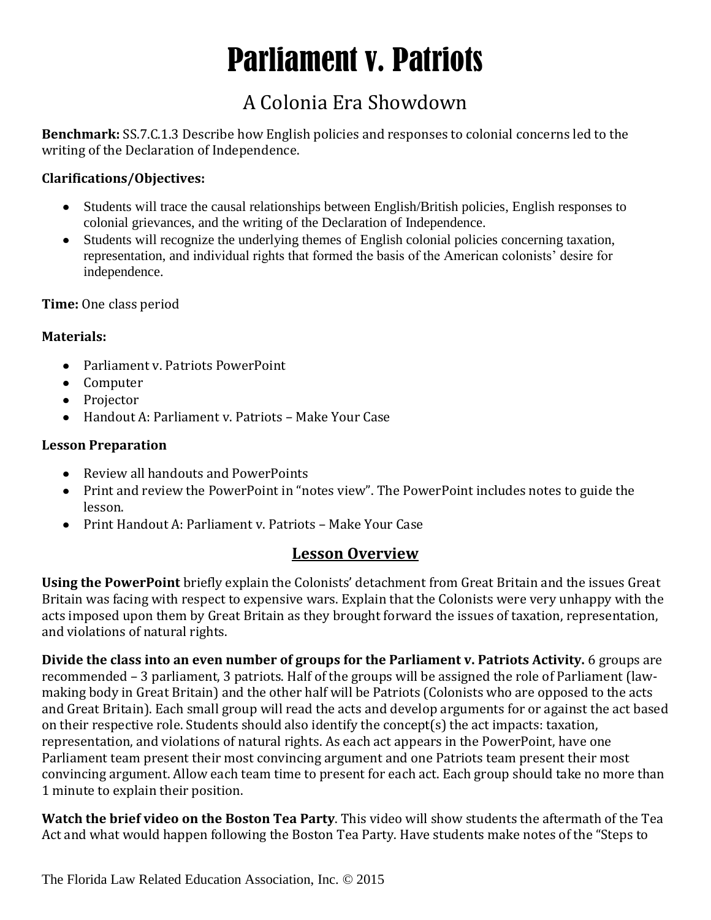# Parliament v. Patriots

## A Colonia Era Showdown

**Benchmark:** SS.7.C.1.3 Describe how English policies and responses to colonial concerns led to the writing of the Declaration of Independence.

**Clarifications/Objectives:**

- Students will trace the causal relationships between English/British policies, English responses to colonial grievances, and the writing of the Declaration of Independence.
- Students will recognize the underlying themes of English colonial policies concerning taxation, representation, and individual rights that formed the basis of the American colonists' desire for independence.

**Time:** One class period

**Materials:**

- Parliament v. Patriots PowerPoint
- Computer
- Projector
- Handout A: Parliament v. Patriots – Make Your Case

**Lesson Preparation**

- Review all handouts and PowerPoints
- Print and review the PowerPoint in "notes view". The PowerPoint includes notes to guide the lesson.
- Print Handout A: Parliament v. Patriots – Make Your Case

## Lesson Overview

**Using the PowerPoint** briefly explain the Colonists' detachment from Great Britain and the issues Great Britain was facing with respect to expensive wars. Explain that the Colonists were very unhappy with the acts imposed upon them by Great Britain as they brought forward the issues of taxation, representation, and violations of natural rights.

**Divide the class into an even number of groups for the Parliament v. Patriots Activity.** 6 groups are recommended – 3 parliament, 3 patriots. Half of the groups will be assigned the role of Parliament (law-making body in Great Britain) and the other half will be Patriots (Colonists who are opposed to the acts and Great Britain). Each small group will read the acts and develop arguments for or against the act based on their respective role. Students should also identify the concept(s) the act impacts: taxation, representation, and violations of natural rights. As each act appears in the PowerPoint, have one Parliament team present their most convincing argument and one Patriots team present their most convincing argument. Allow each team time to present for each act. Each group should take no more than 1 minute to explain their position.

**Watch the brief video on the Boston Tea Party**. This video will show students the aftermath of the Tea Act and what would happen following the Boston Tea Party. Have students make notes of the "Steps to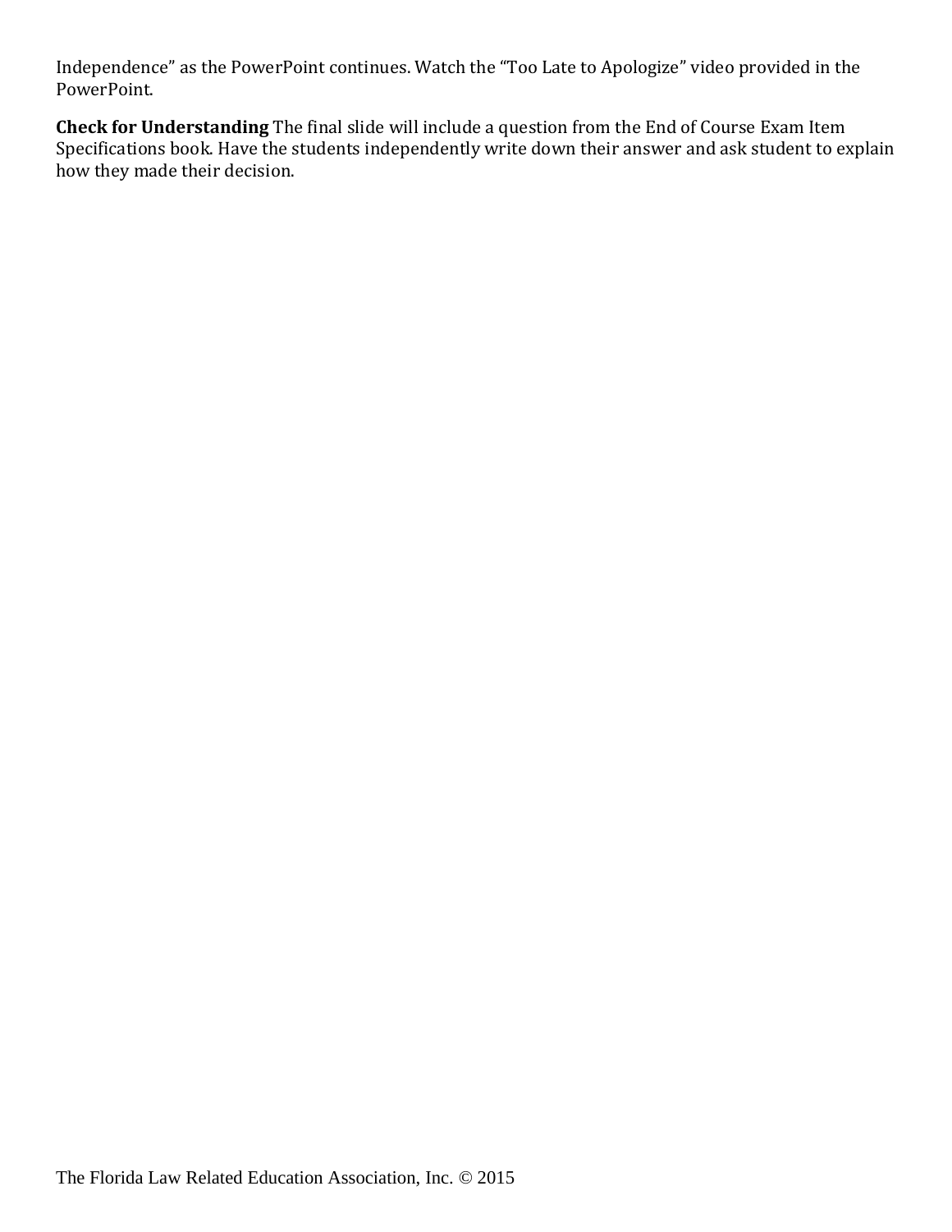Independence" as the PowerPoint continues. Watch the "Too Late to Apologize" video provided in the PowerPoint.

**Check for Understanding** The final slide will include a question from the End of Course Exam Item Specifications book. Have the students independently write down their answer and ask student to explain how they made their decision.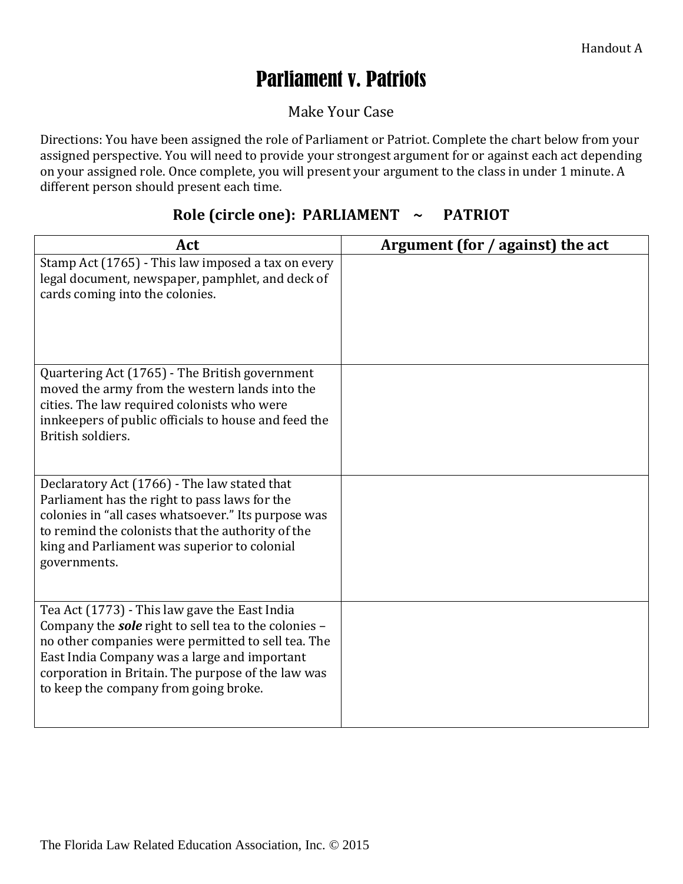Handout A

# Parliament v. Patriots

Make Your Case

Directions: You have been assigned the role of Parliament or Patriot. Complete the chart below from your assigned perspective. You will need to provide your strongest argument for or against each act depending on your assigned role. Once complete, you will present your argument to the class in under 1 minute. A different person should present each time.

**Role (circle one): PARLIAMENT ~ PATRIOT**

| Act | Argument (for / against) the act |
|---|---|
| Stamp Act (1765) - This law imposed a tax on every legal document, newspaper, pamphlet, and deck of cards coming into the colonies. | |
| Quartering Act (1765) - The British government moved the army from the western lands into the cities. The law required colonists who were innkeepers of public officials to house and feed the British soldiers. | |
| Declaratory Act (1766) - The law stated that Parliament has the right to pass laws for the colonies in "all cases whatsoever." Its purpose was to remind the colonists that the authority of the king and Parliament was superior to colonial governments. | |
| Tea Act (1773) - This law gave the East India Company the ***sole*** right to sell tea to the colonies – no other companies were permitted to sell tea. The East India Company was a large and important corporation in Britain. The purpose of the law was to keep the company from going broke. | |

The Florida Law Related Education Association, Inc. © 2015